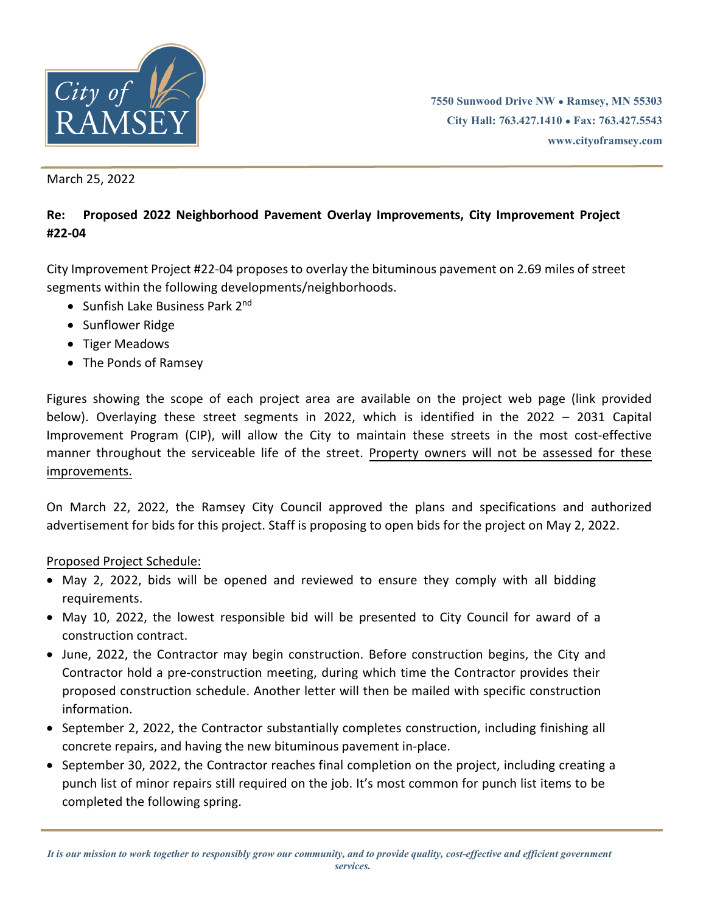City of RAMSEY

7550 Sunwood Drive NW • Ramsey, MN 55303
City Hall: 763.427.1410 • Fax: 763.427.5543
www.cityoframsey.com

March 25, 2022

**Re: Proposed 2022 Neighborhood Pavement Overlay Improvements, City Improvement Project #22-04**

City Improvement Project #22-04 proposes to overlay the bituminous pavement on 2.69 miles of street segments within the following developments/neighborhoods.

- Sunfish Lake Business Park 2nd
- Sunflower Ridge
- Tiger Meadows
- The Ponds of Ramsey

Figures showing the scope of each project area are available on the project web page (link provided below). Overlaying these street segments in 2022, which is identified in the 2022 – 2031 Capital Improvement Program (CIP), will allow the City to maintain these streets in the most cost-effective manner throughout the serviceable life of the street. <u>Property owners will not be assessed for these improvements.</u>

On March 22, 2022, the Ramsey City Council approved the plans and specifications and authorized advertisement for bids for this project. Staff is proposing to open bids for the project on May 2, 2022.

<u>Proposed Project Schedule:</u>

- May 2, 2022, bids will be opened and reviewed to ensure they comply with all bidding requirements.
- May 10, 2022, the lowest responsible bid will be presented to City Council for award of a construction contract.
- June, 2022, the Contractor may begin construction. Before construction begins, the City and Contractor hold a pre-construction meeting, during which time the Contractor provides their proposed construction schedule. Another letter will then be mailed with specific construction information.
- September 2, 2022, the Contractor substantially completes construction, including finishing all concrete repairs, and having the new bituminous pavement in-place.
- September 30, 2022, the Contractor reaches final completion on the project, including creating a punch list of minor repairs still required on the job. It's most common for punch list items to be completed the following spring.

*It is our mission to work together to responsibly grow our community, and to provide quality, cost-effective and efficient government services.*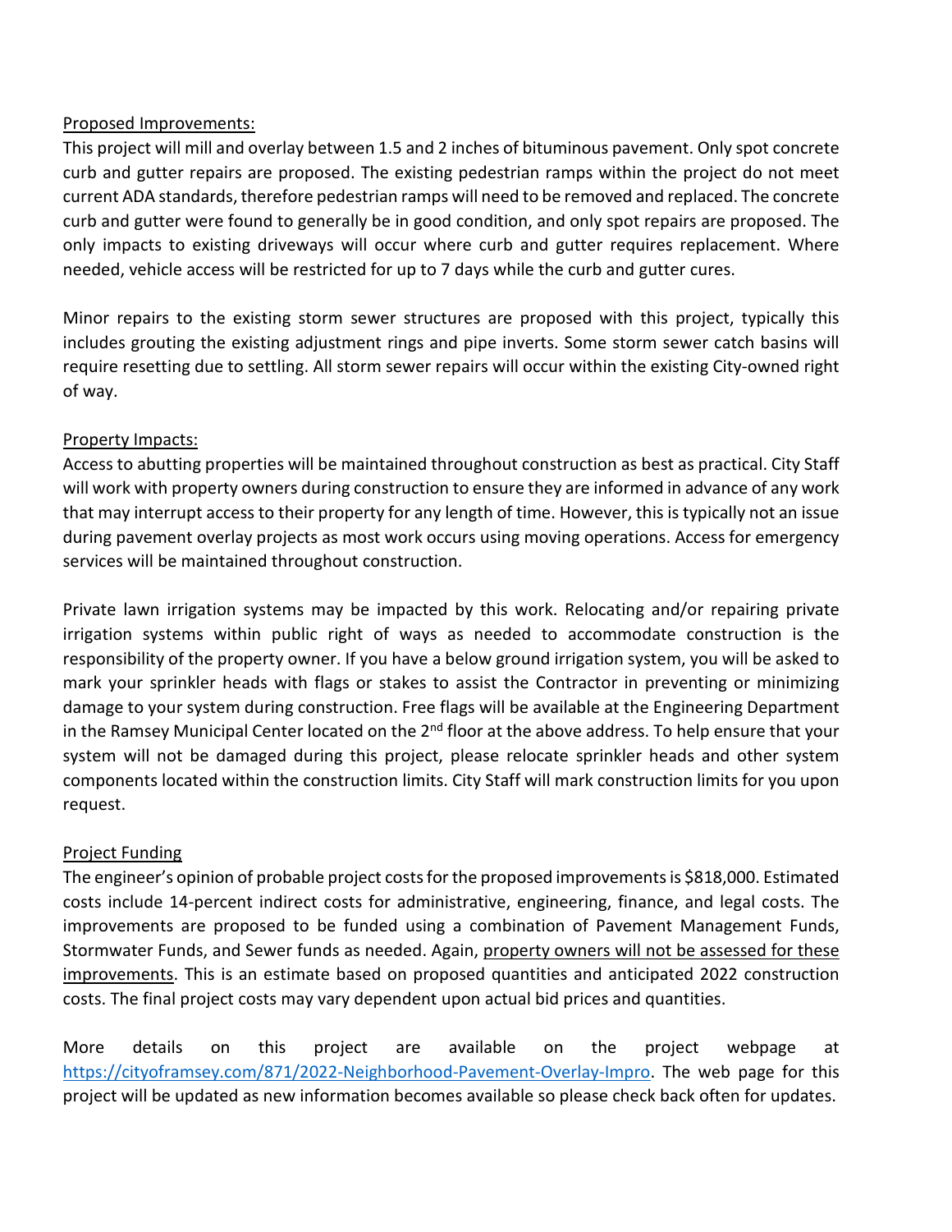Proposed Improvements:

This project will mill and overlay between 1.5 and 2 inches of bituminous pavement. Only spot concrete curb and gutter repairs are proposed. The existing pedestrian ramps within the project do not meet current ADA standards, therefore pedestrian ramps will need to be removed and replaced. The concrete curb and gutter were found to generally be in good condition, and only spot repairs are proposed. The only impacts to existing driveways will occur where curb and gutter requires replacement. Where needed, vehicle access will be restricted for up to 7 days while the curb and gutter cures.

Minor repairs to the existing storm sewer structures are proposed with this project, typically this includes grouting the existing adjustment rings and pipe inverts. Some storm sewer catch basins will require resetting due to settling. All storm sewer repairs will occur within the existing City-owned right of way.

Property Impacts:

Access to abutting properties will be maintained throughout construction as best as practical. City Staff will work with property owners during construction to ensure they are informed in advance of any work that may interrupt access to their property for any length of time. However, this is typically not an issue during pavement overlay projects as most work occurs using moving operations. Access for emergency services will be maintained throughout construction.

Private lawn irrigation systems may be impacted by this work. Relocating and/or repairing private irrigation systems within public right of ways as needed to accommodate construction is the responsibility of the property owner. If you have a below ground irrigation system, you will be asked to mark your sprinkler heads with flags or stakes to assist the Contractor in preventing or minimizing damage to your system during construction. Free flags will be available at the Engineering Department in the Ramsey Municipal Center located on the 2nd floor at the above address. To help ensure that your system will not be damaged during this project, please relocate sprinkler heads and other system components located within the construction limits. City Staff will mark construction limits for you upon request.

Project Funding

The engineer's opinion of probable project costs for the proposed improvements is $818,000. Estimated costs include 14-percent indirect costs for administrative, engineering, finance, and legal costs. The improvements are proposed to be funded using a combination of Pavement Management Funds, Stormwater Funds, and Sewer funds as needed. Again, property owners will not be assessed for these improvements. This is an estimate based on proposed quantities and anticipated 2022 construction costs. The final project costs may vary dependent upon actual bid prices and quantities.

More details on this project are available on the project webpage at https://cityoframsey.com/871/2022-Neighborhood-Pavement-Overlay-Impro. The web page for this project will be updated as new information becomes available so please check back often for updates.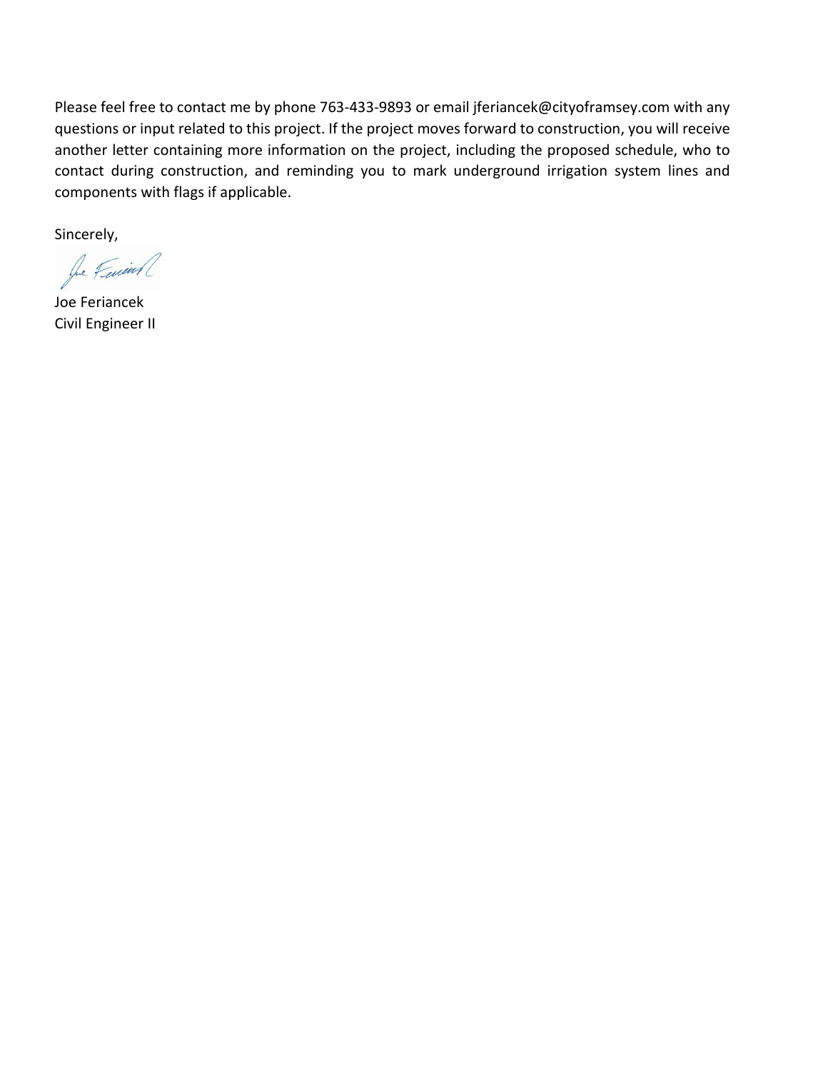Please feel free to contact me by phone 763-433-9893 or email jferiancek@cityoframsey.com with any questions or input related to this project. If the project moves forward to construction, you will receive another letter containing more information on the project, including the proposed schedule, who to contact during construction, and reminding you to mark underground irrigation system lines and components with flags if applicable.

Sincerely,

Joe Feriancek
Civil Engineer II